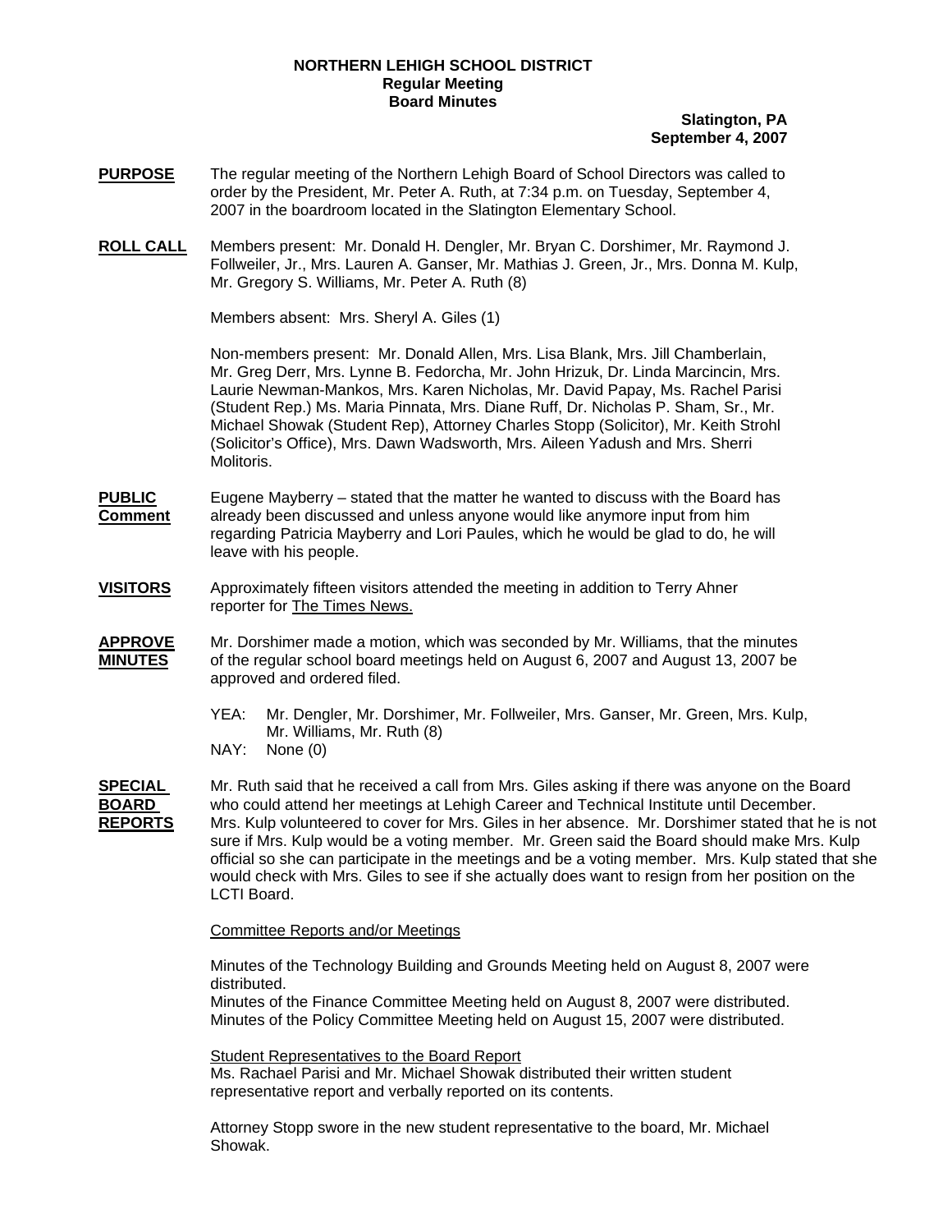**NORTHERN LEHIGH SCHOOL DISTRICT**
**Regular Meeting**
**Board Minutes**

**Slatington, PA**
**September 4, 2007**

**PURPOSE** The regular meeting of the Northern Lehigh Board of School Directors was called to order by the President, Mr. Peter A. Ruth, at 7:34 p.m. on Tuesday, September 4, 2007 in the boardroom located in the Slatington Elementary School.

**ROLL CALL** Members present: Mr. Donald H. Dengler, Mr. Bryan C. Dorshimer, Mr. Raymond J. Follweiler, Jr., Mrs. Lauren A. Ganser, Mr. Mathias J. Green, Jr., Mrs. Donna M. Kulp, Mr. Gregory S. Williams, Mr. Peter A. Ruth (8)

Members absent: Mrs. Sheryl A. Giles (1)

Non-members present: Mr. Donald Allen, Mrs. Lisa Blank, Mrs. Jill Chamberlain, Mr. Greg Derr, Mrs. Lynne B. Fedorcha, Mr. John Hrizuk, Dr. Linda Marcincin, Mrs. Laurie Newman-Mankos, Mrs. Karen Nicholas, Mr. David Papay, Ms. Rachel Parisi (Student Rep.) Ms. Maria Pinnata, Mrs. Diane Ruff, Dr. Nicholas P. Sham, Sr., Mr. Michael Showak (Student Rep), Attorney Charles Stopp (Solicitor), Mr. Keith Strohl (Solicitor's Office), Mrs. Dawn Wadsworth, Mrs. Aileen Yadush and Mrs. Sherri Molitoris.

**PUBLIC Comment** Eugene Mayberry – stated that the matter he wanted to discuss with the Board has already been discussed and unless anyone would like anymore input from him regarding Patricia Mayberry and Lori Paules, which he would be glad to do, he will leave with his people.

**VISITORS** Approximately fifteen visitors attended the meeting in addition to Terry Ahner reporter for The Times News.

**APPROVE MINUTES** Mr. Dorshimer made a motion, which was seconded by Mr. Williams, that the minutes of the regular school board meetings held on August 6, 2007 and August 13, 2007 be approved and ordered filed.

YEA: Mr. Dengler, Mr. Dorshimer, Mr. Follweiler, Mrs. Ganser, Mr. Green, Mrs. Kulp, Mr. Williams, Mr. Ruth (8)
NAY: None (0)

**SPECIAL BOARD REPORTS** Mr. Ruth said that he received a call from Mrs. Giles asking if there was anyone on the Board who could attend her meetings at Lehigh Career and Technical Institute until December. Mrs. Kulp volunteered to cover for Mrs. Giles in her absence. Mr. Dorshimer stated that he is not sure if Mrs. Kulp would be a voting member. Mr. Green said the Board should make Mrs. Kulp official so she can participate in the meetings and be a voting member. Mrs. Kulp stated that she would check with Mrs. Giles to see if she actually does want to resign from her position on the LCTI Board.

Committee Reports and/or Meetings

Minutes of the Technology Building and Grounds Meeting held on August 8, 2007 were distributed.
Minutes of the Finance Committee Meeting held on August 8, 2007 were distributed.
Minutes of the Policy Committee Meeting held on August 15, 2007 were distributed.

Student Representatives to the Board Report
Ms. Rachael Parisi and Mr. Michael Showak distributed their written student representative report and verbally reported on its contents.

Attorney Stopp swore in the new student representative to the board, Mr. Michael Showak.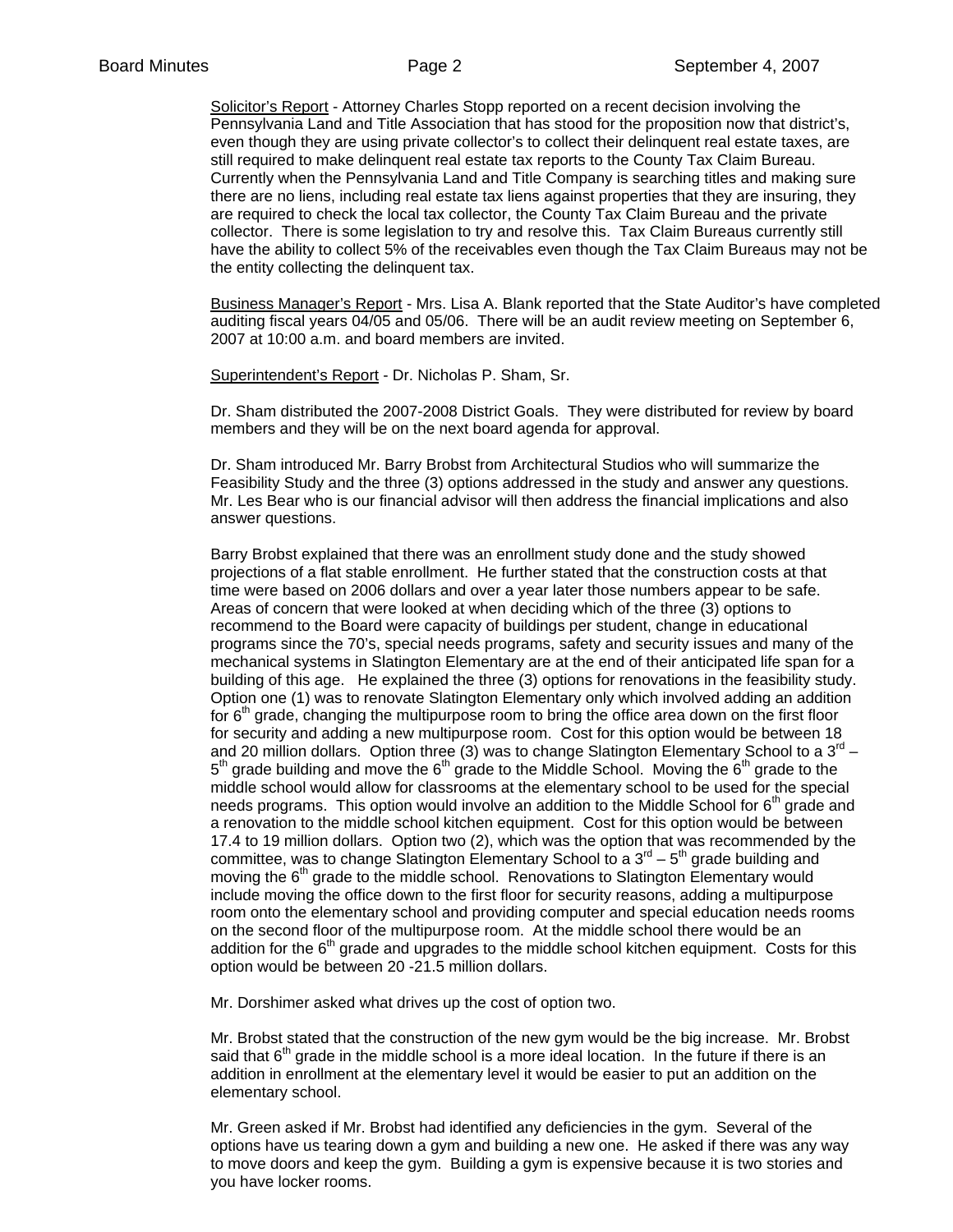Solicitor's Report - Attorney Charles Stopp reported on a recent decision involving the Pennsylvania Land and Title Association that has stood for the proposition now that district's, even though they are using private collector's to collect their delinquent real estate taxes, are still required to make delinquent real estate tax reports to the County Tax Claim Bureau. Currently when the Pennsylvania Land and Title Company is searching titles and making sure there are no liens, including real estate tax liens against properties that they are insuring, they are required to check the local tax collector, the County Tax Claim Bureau and the private collector. There is some legislation to try and resolve this. Tax Claim Bureaus currently still have the ability to collect 5% of the receivables even though the Tax Claim Bureaus may not be the entity collecting the delinquent tax.

Business Manager's Report - Mrs. Lisa A. Blank reported that the State Auditor's have completed auditing fiscal years 04/05 and 05/06. There will be an audit review meeting on September 6, 2007 at 10:00 a.m. and board members are invited.

Superintendent's Report - Dr. Nicholas P. Sham, Sr.

Dr. Sham distributed the 2007-2008 District Goals. They were distributed for review by board members and they will be on the next board agenda for approval.

Dr. Sham introduced Mr. Barry Brobst from Architectural Studios who will summarize the Feasibility Study and the three (3) options addressed in the study and answer any questions. Mr. Les Bear who is our financial advisor will then address the financial implications and also answer questions.

Barry Brobst explained that there was an enrollment study done and the study showed projections of a flat stable enrollment. He further stated that the construction costs at that time were based on 2006 dollars and over a year later those numbers appear to be safe. Areas of concern that were looked at when deciding which of the three (3) options to recommend to the Board were capacity of buildings per student, change in educational programs since the 70's, special needs programs, safety and security issues and many of the mechanical systems in Slatington Elementary are at the end of their anticipated life span for a building of this age. He explained the three (3) options for renovations in the feasibility study. Option one (1) was to renovate Slatington Elementary only which involved adding an addition for 6th grade, changing the multipurpose room to bring the office area down on the first floor for security and adding a new multipurpose room. Cost for this option would be between 18 and 20 million dollars. Option three (3) was to change Slatington Elementary School to a 3rd – 5th grade building and move the 6th grade to the Middle School. Moving the 6th grade to the middle school would allow for classrooms at the elementary school to be used for the special needs programs. This option would involve an addition to the Middle School for 6th grade and a renovation to the middle school kitchen equipment. Cost for this option would be between 17.4 to 19 million dollars. Option two (2), which was the option that was recommended by the committee, was to change Slatington Elementary School to a 3rd – 5th grade building and moving the 6th grade to the middle school. Renovations to Slatington Elementary would include moving the office down to the first floor for security reasons, adding a multipurpose room onto the elementary school and providing computer and special education needs rooms on the second floor of the multipurpose room. At the middle school there would be an addition for the 6th grade and upgrades to the middle school kitchen equipment. Costs for this option would be between 20 -21.5 million dollars.

Mr. Dorshimer asked what drives up the cost of option two.

Mr. Brobst stated that the construction of the new gym would be the big increase. Mr. Brobst said that 6th grade in the middle school is a more ideal location. In the future if there is an addition in enrollment at the elementary level it would be easier to put an addition on the elementary school.

Mr. Green asked if Mr. Brobst had identified any deficiencies in the gym. Several of the options have us tearing down a gym and building a new one. He asked if there was any way to move doors and keep the gym. Building a gym is expensive because it is two stories and you have locker rooms.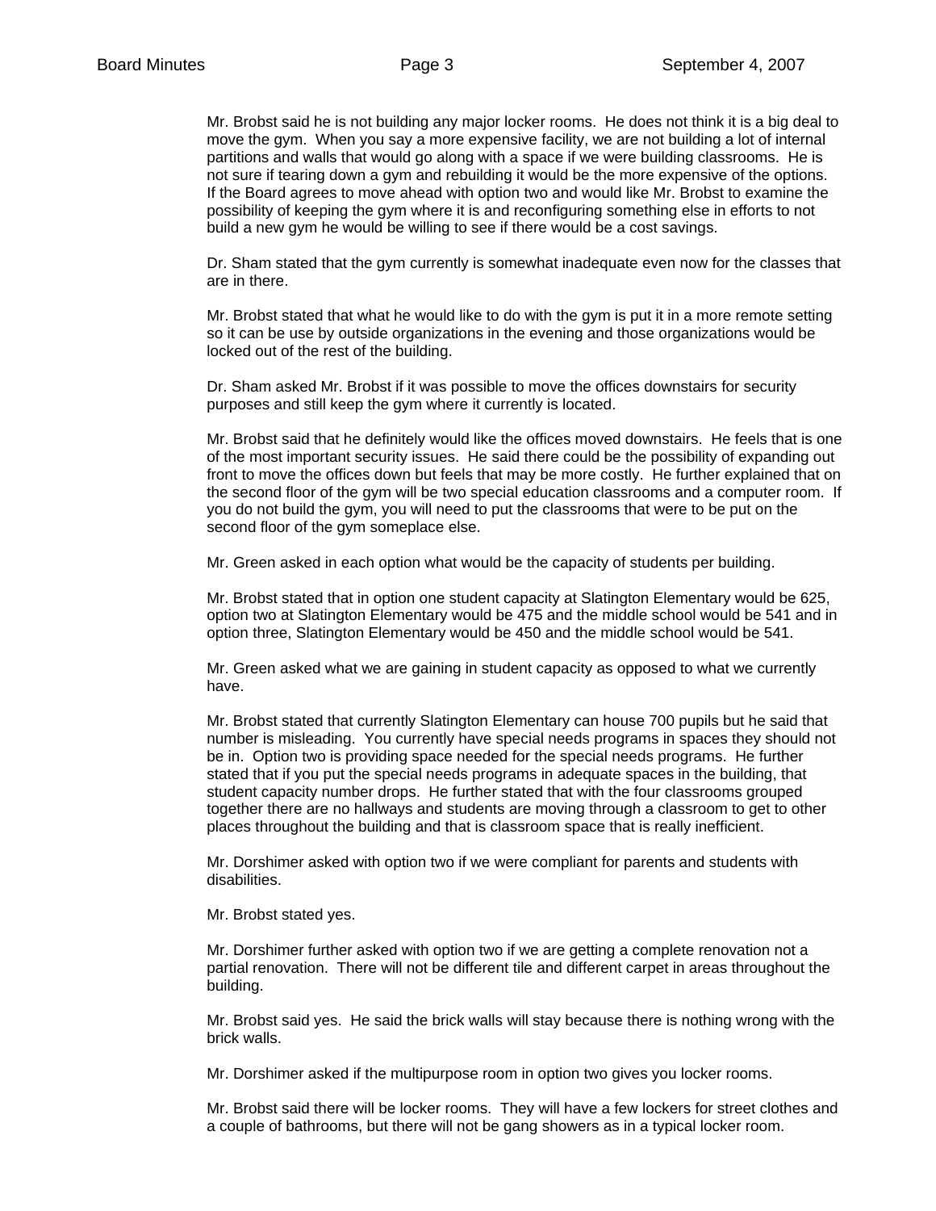Mr. Brobst said he is not building any major locker rooms. He does not think it is a big deal to move the gym. When you say a more expensive facility, we are not building a lot of internal partitions and walls that would go along with a space if we were building classrooms. He is not sure if tearing down a gym and rebuilding it would be the more expensive of the options. If the Board agrees to move ahead with option two and would like Mr. Brobst to examine the possibility of keeping the gym where it is and reconfiguring something else in efforts to not build a new gym he would be willing to see if there would be a cost savings.

Dr. Sham stated that the gym currently is somewhat inadequate even now for the classes that are in there.

Mr. Brobst stated that what he would like to do with the gym is put it in a more remote setting so it can be use by outside organizations in the evening and those organizations would be locked out of the rest of the building.

Dr. Sham asked Mr. Brobst if it was possible to move the offices downstairs for security purposes and still keep the gym where it currently is located.

Mr. Brobst said that he definitely would like the offices moved downstairs. He feels that is one of the most important security issues. He said there could be the possibility of expanding out front to move the offices down but feels that may be more costly. He further explained that on the second floor of the gym will be two special education classrooms and a computer room. If you do not build the gym, you will need to put the classrooms that were to be put on the second floor of the gym someplace else.

Mr. Green asked in each option what would be the capacity of students per building.

Mr. Brobst stated that in option one student capacity at Slatington Elementary would be 625, option two at Slatington Elementary would be 475 and the middle school would be 541 and in option three, Slatington Elementary would be 450 and the middle school would be 541.

Mr. Green asked what we are gaining in student capacity as opposed to what we currently have.

Mr. Brobst stated that currently Slatington Elementary can house 700 pupils but he said that number is misleading. You currently have special needs programs in spaces they should not be in. Option two is providing space needed for the special needs programs. He further stated that if you put the special needs programs in adequate spaces in the building, that student capacity number drops. He further stated that with the four classrooms grouped together there are no hallways and students are moving through a classroom to get to other places throughout the building and that is classroom space that is really inefficient.

Mr. Dorshimer asked with option two if we were compliant for parents and students with disabilities.

Mr. Brobst stated yes.

Mr. Dorshimer further asked with option two if we are getting a complete renovation not a partial renovation. There will not be different tile and different carpet in areas throughout the building.

Mr. Brobst said yes. He said the brick walls will stay because there is nothing wrong with the brick walls.

Mr. Dorshimer asked if the multipurpose room in option two gives you locker rooms.

Mr. Brobst said there will be locker rooms. They will have a few lockers for street clothes and a couple of bathrooms, but there will not be gang showers as in a typical locker room.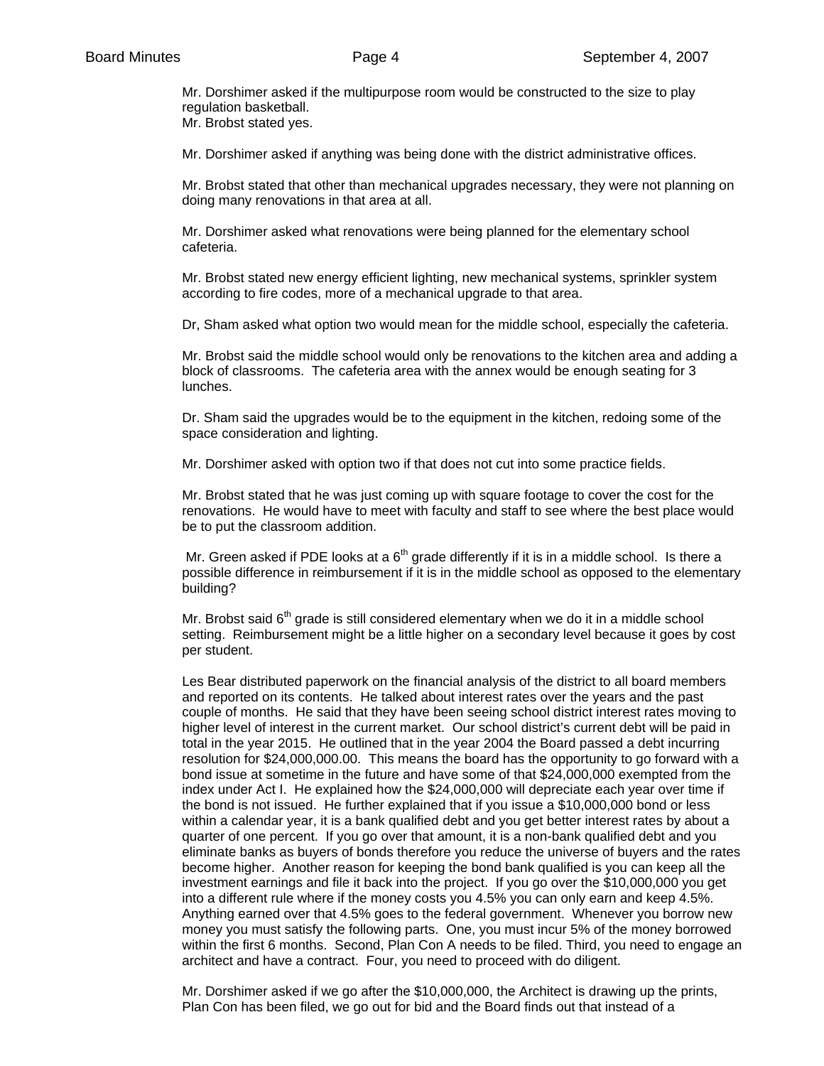Mr. Dorshimer asked if the multipurpose room would be constructed to the size to play regulation basketball.
Mr. Brobst stated yes.

Mr. Dorshimer asked if anything was being done with the district administrative offices.

Mr. Brobst stated that other than mechanical upgrades necessary, they were not planning on doing many renovations in that area at all.

Mr. Dorshimer asked what renovations were being planned for the elementary school cafeteria.

Mr. Brobst stated new energy efficient lighting, new mechanical systems, sprinkler system according to fire codes, more of a mechanical upgrade to that area.

Dr, Sham asked what option two would mean for the middle school, especially the cafeteria.

Mr. Brobst said the middle school would only be renovations to the kitchen area and adding a block of classrooms. The cafeteria area with the annex would be enough seating for 3 lunches.

Dr. Sham said the upgrades would be to the equipment in the kitchen, redoing some of the space consideration and lighting.

Mr. Dorshimer asked with option two if that does not cut into some practice fields.

Mr. Brobst stated that he was just coming up with square footage to cover the cost for the renovations. He would have to meet with faculty and staff to see where the best place would be to put the classroom addition.

Mr. Green asked if PDE looks at a 6th grade differently if it is in a middle school. Is there a possible difference in reimbursement if it is in the middle school as opposed to the elementary building?

Mr. Brobst said 6th grade is still considered elementary when we do it in a middle school setting. Reimbursement might be a little higher on a secondary level because it goes by cost per student.

Les Bear distributed paperwork on the financial analysis of the district to all board members and reported on its contents. He talked about interest rates over the years and the past couple of months. He said that they have been seeing school district interest rates moving to higher level of interest in the current market. Our school district's current debt will be paid in total in the year 2015. He outlined that in the year 2004 the Board passed a debt incurring resolution for $24,000,000.00. This means the board has the opportunity to go forward with a bond issue at sometime in the future and have some of that $24,000,000 exempted from the index under Act I. He explained how the $24,000,000 will depreciate each year over time if the bond is not issued. He further explained that if you issue a $10,000,000 bond or less within a calendar year, it is a bank qualified debt and you get better interest rates by about a quarter of one percent. If you go over that amount, it is a non-bank qualified debt and you eliminate banks as buyers of bonds therefore you reduce the universe of buyers and the rates become higher. Another reason for keeping the bond bank qualified is you can keep all the investment earnings and file it back into the project. If you go over the $10,000,000 you get into a different rule where if the money costs you 4.5% you can only earn and keep 4.5%. Anything earned over that 4.5% goes to the federal government. Whenever you borrow new money you must satisfy the following parts. One, you must incur 5% of the money borrowed within the first 6 months. Second, Plan Con A needs to be filed. Third, you need to engage an architect and have a contract. Four, you need to proceed with do diligent.

Mr. Dorshimer asked if we go after the $10,000,000, the Architect is drawing up the prints, Plan Con has been filed, we go out for bid and the Board finds out that instead of a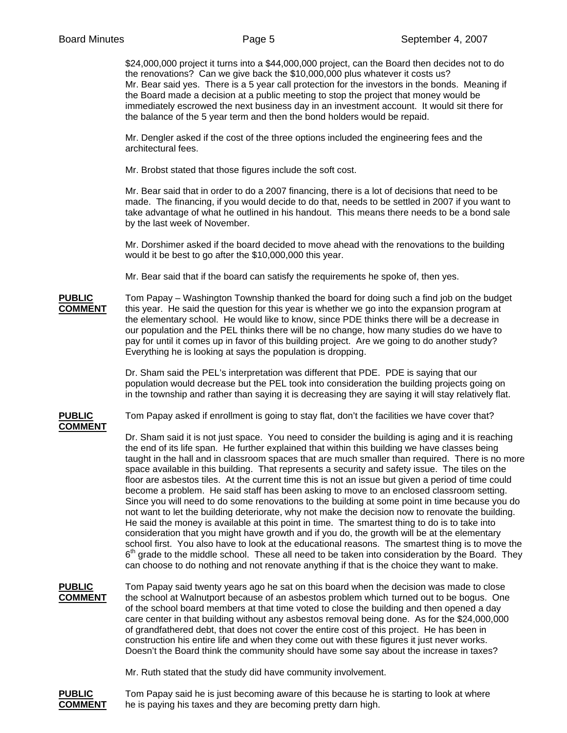$24,000,000 project it turns into a $44,000,000 project, can the Board then decides not to do the renovations? Can we give back the $10,000,000 plus whatever it costs us? Mr. Bear said yes. There is a 5 year call protection for the investors in the bonds. Meaning if the Board made a decision at a public meeting to stop the project that money would be immediately escrowed the next business day in an investment account. It would sit there for the balance of the 5 year term and then the bond holders would be repaid.

Mr. Dengler asked if the cost of the three options included the engineering fees and the architectural fees.

Mr. Brobst stated that those figures include the soft cost.

Mr. Bear said that in order to do a 2007 financing, there is a lot of decisions that need to be made. The financing, if you would decide to do that, needs to be settled in 2007 if you want to take advantage of what he outlined in his handout. This means there needs to be a bond sale by the last week of November.

Mr. Dorshimer asked if the board decided to move ahead with the renovations to the building would it be best to go after the $10,000,000 this year.

Mr. Bear said that if the board can satisfy the requirements he spoke of, then yes.

**PUBLIC COMMENT** Tom Papay – Washington Township thanked the board for doing such a find job on the budget this year. He said the question for this year is whether we go into the expansion program at the elementary school. He would like to know, since PDE thinks there will be a decrease in our population and the PEL thinks there will be no change, how many studies do we have to pay for until it comes up in favor of this building project. Are we going to do another study? Everything he is looking at says the population is dropping.

Dr. Sham said the PEL's interpretation was different that PDE. PDE is saying that our population would decrease but the PEL took into consideration the building projects going on in the township and rather than saying it is decreasing they are saying it will stay relatively flat.

**PUBLIC COMMENT** Tom Papay asked if enrollment is going to stay flat, don't the facilities we have cover that?

Dr. Sham said it is not just space. You need to consider the building is aging and it is reaching the end of its life span. He further explained that within this building we have classes being taught in the hall and in classroom spaces that are much smaller than required. There is no more space available in this building. That represents a security and safety issue. The tiles on the floor are asbestos tiles. At the current time this is not an issue but given a period of time could become a problem. He said staff has been asking to move to an enclosed classroom setting. Since you will need to do some renovations to the building at some point in time because you do not want to let the building deteriorate, why not make the decision now to renovate the building. He said the money is available at this point in time. The smartest thing to do is to take into consideration that you might have growth and if you do, the growth will be at the elementary school first. You also have to look at the educational reasons. The smartest thing is to move the 6th grade to the middle school. These all need to be taken into consideration by the Board. They can choose to do nothing and not renovate anything if that is the choice they want to make.

**PUBLIC COMMENT** Tom Papay said twenty years ago he sat on this board when the decision was made to close the school at Walnutport because of an asbestos problem which turned out to be bogus. One of the school board members at that time voted to close the building and then opened a day care center in that building without any asbestos removal being done. As for the $24,000,000 of grandfathered debt, that does not cover the entire cost of this project. He has been in construction his entire life and when they come out with these figures it just never works. Doesn't the Board think the community should have some say about the increase in taxes?

Mr. Ruth stated that the study did have community involvement.

**PUBLIC COMMENT** Tom Papay said he is just becoming aware of this because he is starting to look at where he is paying his taxes and they are becoming pretty darn high.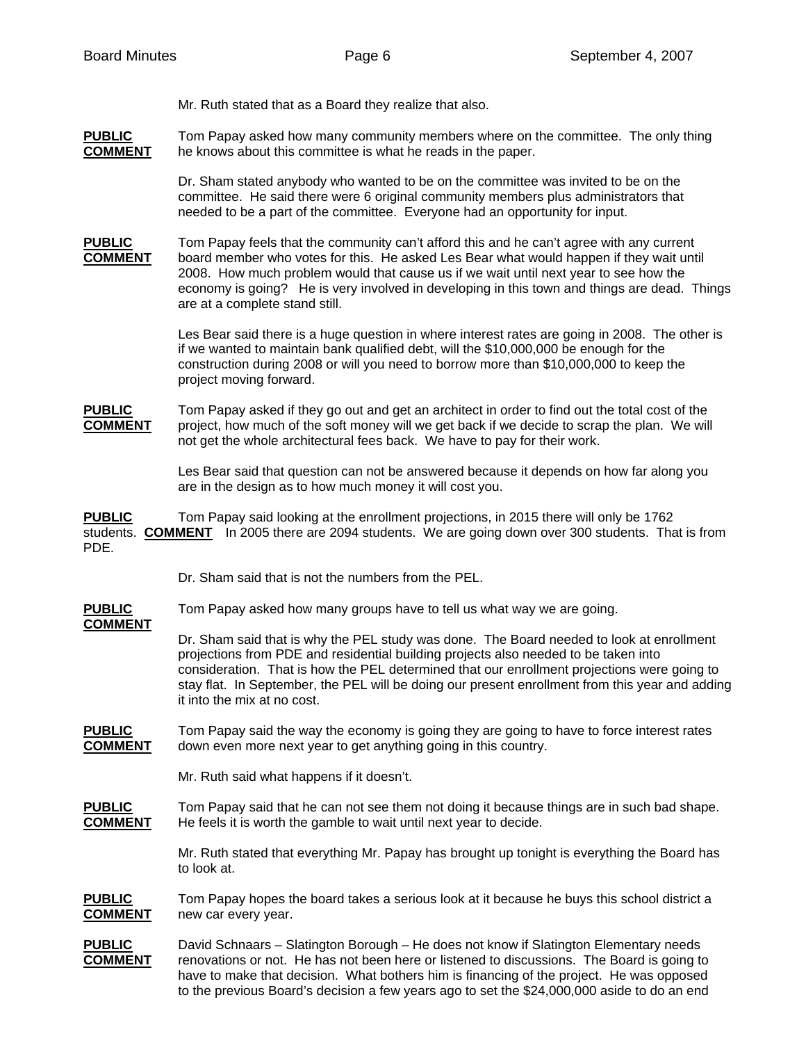Mr. Ruth stated that as a Board they realize that also.

**PUBLIC COMMENT** Tom Papay asked how many community members where on the committee. The only thing he knows about this committee is what he reads in the paper.

Dr. Sham stated anybody who wanted to be on the committee was invited to be on the committee. He said there were 6 original community members plus administrators that needed to be a part of the committee. Everyone had an opportunity for input.

**PUBLIC COMMENT** Tom Papay feels that the community can't afford this and he can't agree with any current board member who votes for this. He asked Les Bear what would happen if they wait until 2008. How much problem would that cause us if we wait until next year to see how the economy is going? He is very involved in developing in this town and things are dead. Things are at a complete stand still.

Les Bear said there is a huge question in where interest rates are going in 2008. The other is if we wanted to maintain bank qualified debt, will the $10,000,000 be enough for the construction during 2008 or will you need to borrow more than $10,000,000 to keep the project moving forward.

**PUBLIC COMMENT** Tom Papay asked if they go out and get an architect in order to find out the total cost of the project, how much of the soft money will we get back if we decide to scrap the plan. We will not get the whole architectural fees back. We have to pay for their work.

Les Bear said that question can not be answered because it depends on how far along you are in the design as to how much money it will cost you.

**PUBLIC COMMENT** Tom Papay said looking at the enrollment projections, in 2015 there will only be 1762 students. In 2005 there are 2094 students. We are going down over 300 students. That is from PDE.

Dr. Sham said that is not the numbers from the PEL.

**PUBLIC COMMENT** Tom Papay asked how many groups have to tell us what way we are going.

Dr. Sham said that is why the PEL study was done. The Board needed to look at enrollment projections from PDE and residential building projects also needed to be taken into consideration. That is how the PEL determined that our enrollment projections were going to stay flat. In September, the PEL will be doing our present enrollment from this year and adding it into the mix at no cost.

**PUBLIC COMMENT** Tom Papay said the way the economy is going they are going to have to force interest rates down even more next year to get anything going in this country.

Mr. Ruth said what happens if it doesn't.

**PUBLIC COMMENT** Tom Papay said that he can not see them not doing it because things are in such bad shape. He feels it is worth the gamble to wait until next year to decide.

Mr. Ruth stated that everything Mr. Papay has brought up tonight is everything the Board has to look at.

**PUBLIC COMMENT** Tom Papay hopes the board takes a serious look at it because he buys this school district a new car every year.

**PUBLIC COMMENT** David Schnaars – Slatington Borough – He does not know if Slatington Elementary needs renovations or not. He has not been here or listened to discussions. The Board is going to have to make that decision. What bothers him is financing of the project. He was opposed to the previous Board's decision a few years ago to set the $24,000,000 aside to do an end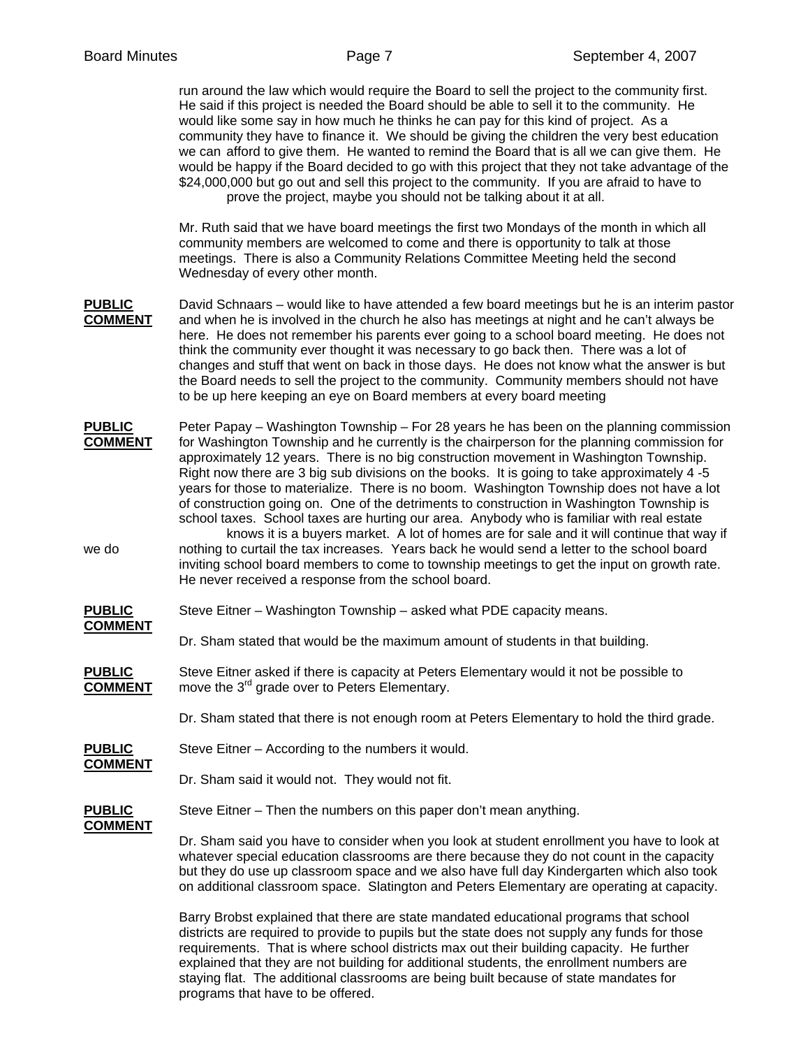run around the law which would require the Board to sell the project to the community first. He said if this project is needed the Board should be able to sell it to the community. He would like some say in how much he thinks he can pay for this kind of project. As a community they have to finance it. We should be giving the children the very best education we can afford to give them. He wanted to remind the Board that is all we can give them. He would be happy if the Board decided to go with this project that they not take advantage of the $24,000,000 but go out and sell this project to the community. If you are afraid to have to prove the project, maybe you should not be talking about it at all.

Mr. Ruth said that we have board meetings the first two Mondays of the month in which all community members are welcomed to come and there is opportunity to talk at those meetings. There is also a Community Relations Committee Meeting held the second Wednesday of every other month.

**PUBLIC COMMENT** David Schnaars – would like to have attended a few board meetings but he is an interim pastor and when he is involved in the church he also has meetings at night and he can't always be here. He does not remember his parents ever going to a school board meeting. He does not think the community ever thought it was necessary to go back then. There was a lot of changes and stuff that went on back in those days. He does not know what the answer is but the Board needs to sell the project to the community. Community members should not have to be up here keeping an eye on Board members at every board meeting

**PUBLIC COMMENT** Peter Papay – Washington Township – For 28 years he has been on the planning commission for Washington Township and he currently is the chairperson for the planning commission for approximately 12 years. There is no big construction movement in Washington Township. Right now there are 3 big sub divisions on the books. It is going to take approximately 4 -5 years for those to materialize. There is no boom. Washington Township does not have a lot of construction going on. One of the detriments to construction in Washington Township is school taxes. School taxes are hurting our area. Anybody who is familiar with real estate knows it is a buyers market. A lot of homes are for sale and it will continue that way if we do nothing to curtail the tax increases. Years back he would send a letter to the school board inviting school board members to come to township meetings to get the input on growth rate. He never received a response from the school board.

**PUBLIC COMMENT** Steve Eitner – Washington Township – asked what PDE capacity means.

Dr. Sham stated that would be the maximum amount of students in that building.

**PUBLIC COMMENT** Steve Eitner asked if there is capacity at Peters Elementary would it not be possible to move the 3rd grade over to Peters Elementary.

Dr. Sham stated that there is not enough room at Peters Elementary to hold the third grade.

**PUBLIC COMMENT** Steve Eitner – According to the numbers it would.

Dr. Sham said it would not. They would not fit.

**PUBLIC COMMENT** Steve Eitner – Then the numbers on this paper don't mean anything.

Dr. Sham said you have to consider when you look at student enrollment you have to look at whatever special education classrooms are there because they do not count in the capacity but they do use up classroom space and we also have full day Kindergarten which also took on additional classroom space. Slatington and Peters Elementary are operating at capacity.

Barry Brobst explained that there are state mandated educational programs that school districts are required to provide to pupils but the state does not supply any funds for those requirements. That is where school districts max out their building capacity. He further explained that they are not building for additional students, the enrollment numbers are staying flat. The additional classrooms are being built because of state mandates for programs that have to be offered.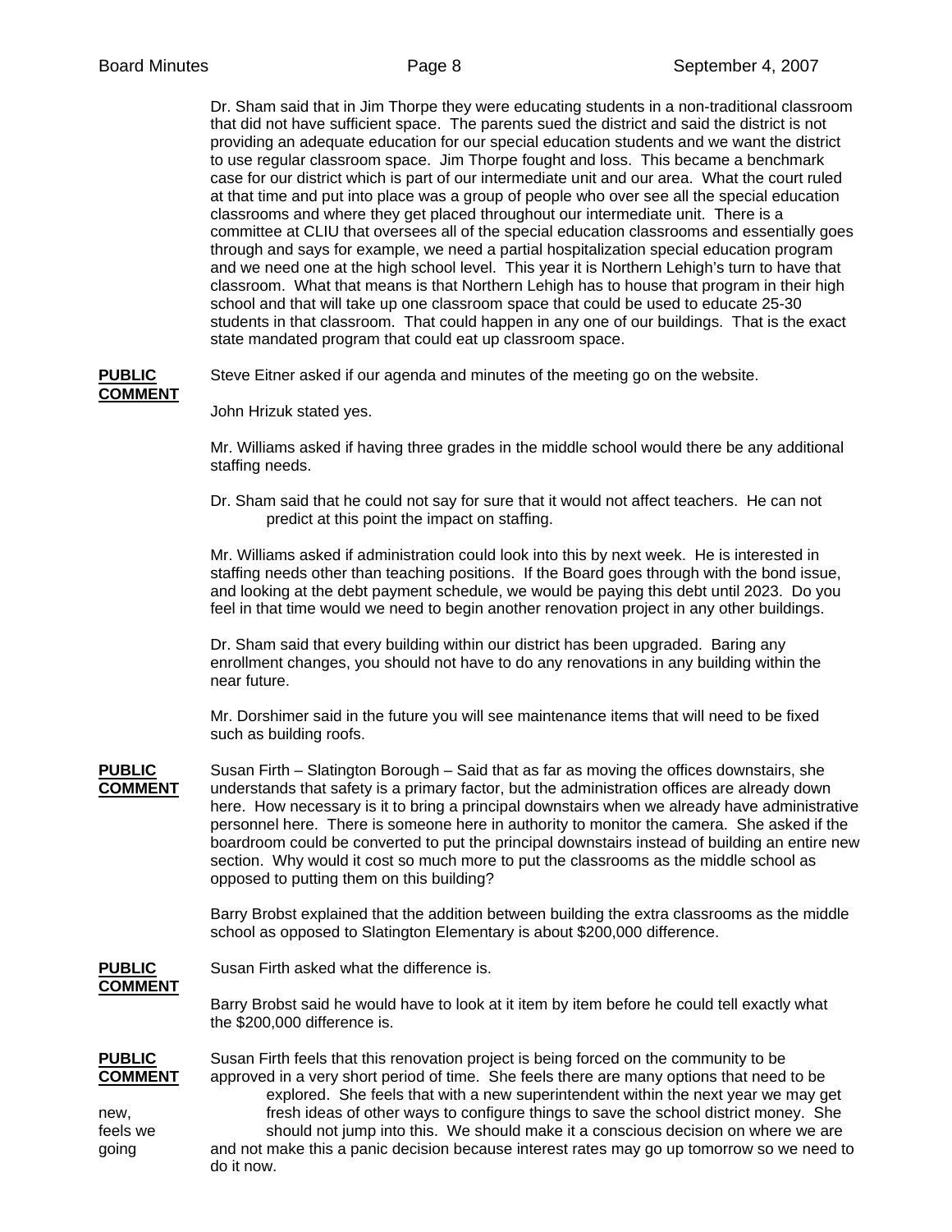Dr. Sham said that in Jim Thorpe they were educating students in a non-traditional classroom that did not have sufficient space. The parents sued the district and said the district is not providing an adequate education for our special education students and we want the district to use regular classroom space. Jim Thorpe fought and loss. This became a benchmark case for our district which is part of our intermediate unit and our area. What the court ruled at that time and put into place was a group of people who over see all the special education classrooms and where they get placed throughout our intermediate unit. There is a committee at CLIU that oversees all of the special education classrooms and essentially goes through and says for example, we need a partial hospitalization special education program and we need one at the high school level. This year it is Northern Lehigh's turn to have that classroom. What that means is that Northern Lehigh has to house that program in their high school and that will take up one classroom space that could be used to educate 25-30 students in that classroom. That could happen in any one of our buildings. That is the exact state mandated program that could eat up classroom space.

**PUBLIC COMMENT**

Steve Eitner asked if our agenda and minutes of the meeting go on the website.

John Hrizuk stated yes.

Mr. Williams asked if having three grades in the middle school would there be any additional staffing needs.

Dr. Sham said that he could not say for sure that it would not affect teachers. He can not predict at this point the impact on staffing.

Mr. Williams asked if administration could look into this by next week. He is interested in staffing needs other than teaching positions. If the Board goes through with the bond issue, and looking at the debt payment schedule, we would be paying this debt until 2023. Do you feel in that time would we need to begin another renovation project in any other buildings.

Dr. Sham said that every building within our district has been upgraded. Baring any enrollment changes, you should not have to do any renovations in any building within the near future.

Mr. Dorshimer said in the future you will see maintenance items that will need to be fixed such as building roofs.

**PUBLIC COMMENT**

Susan Firth – Slatington Borough – Said that as far as moving the offices downstairs, she understands that safety is a primary factor, but the administration offices are already down here. How necessary is it to bring a principal downstairs when we already have administrative personnel here. There is someone here in authority to monitor the camera. She asked if the boardroom could be converted to put the principal downstairs instead of building an entire new section. Why would it cost so much more to put the classrooms as the middle school as opposed to putting them on this building?

Barry Brobst explained that the addition between building the extra classrooms as the middle school as opposed to Slatington Elementary is about $200,000 difference.

**PUBLIC COMMENT**

Susan Firth asked what the difference is.

Barry Brobst said he would have to look at it item by item before he could tell exactly what the $200,000 difference is.

**PUBLIC COMMENT**

Susan Firth feels that this renovation project is being forced on the community to be approved in a very short period of time. She feels there are many options that need to be explored. She feels that with a new superintendent within the next year we may get new, fresh ideas of other ways to configure things to save the school district money. She feels we should not jump into this. We should make it a conscious decision on where we are going and not make this a panic decision because interest rates may go up tomorrow so we need to do it now.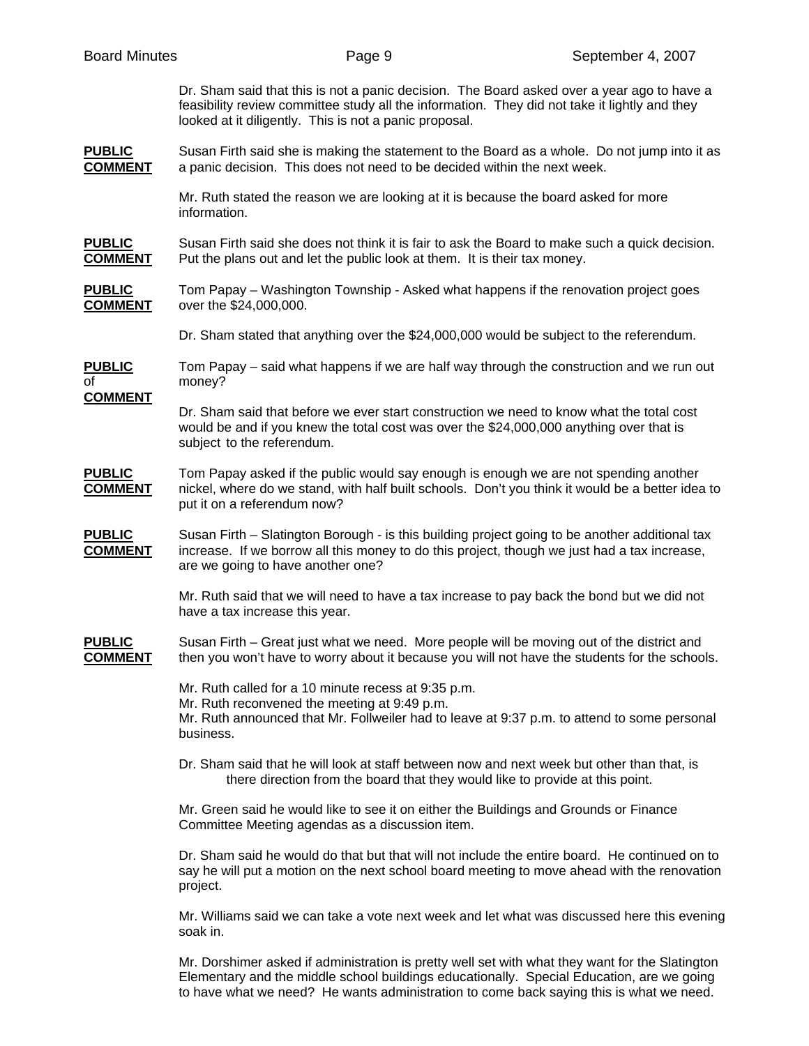Dr. Sham said that this is not a panic decision. The Board asked over a year ago to have a feasibility review committee study all the information. They did not take it lightly and they looked at it diligently. This is not a panic proposal.

**PUBLIC COMMENT** Susan Firth said she is making the statement to the Board as a whole. Do not jump into it as a panic decision. This does not need to be decided within the next week.

Mr. Ruth stated the reason we are looking at it is because the board asked for more information.

**PUBLIC COMMENT** Susan Firth said she does not think it is fair to ask the Board to make such a quick decision. Put the plans out and let the public look at them. It is their tax money.

**PUBLIC COMMENT** Tom Papay – Washington Township - Asked what happens if the renovation project goes over the $24,000,000.

Dr. Sham stated that anything over the $24,000,000 would be subject to the referendum.

**PUBLIC of COMMENT** Tom Papay – said what happens if we are half way through the construction and we run out money?

Dr. Sham said that before we ever start construction we need to know what the total cost would be and if you knew the total cost was over the $24,000,000 anything over that is subject to the referendum.

**PUBLIC COMMENT** Tom Papay asked if the public would say enough is enough we are not spending another nickel, where do we stand, with half built schools. Don't you think it would be a better idea to put it on a referendum now?

**PUBLIC COMMENT** Susan Firth – Slatington Borough - is this building project going to be another additional tax increase. If we borrow all this money to do this project, though we just had a tax increase, are we going to have another one?

Mr. Ruth said that we will need to have a tax increase to pay back the bond but we did not have a tax increase this year.

**PUBLIC COMMENT** Susan Firth – Great just what we need. More people will be moving out of the district and then you won't have to worry about it because you will not have the students for the schools.

Mr. Ruth called for a 10 minute recess at 9:35 p.m.
Mr. Ruth reconvened the meeting at 9:49 p.m.
Mr. Ruth announced that Mr. Follweiler had to leave at 9:37 p.m. to attend to some personal business.

Dr. Sham said that he will look at staff between now and next week but other than that, is there direction from the board that they would like to provide at this point.

Mr. Green said he would like to see it on either the Buildings and Grounds or Finance Committee Meeting agendas as a discussion item.

Dr. Sham said he would do that but that will not include the entire board. He continued on to say he will put a motion on the next school board meeting to move ahead with the renovation project.

Mr. Williams said we can take a vote next week and let what was discussed here this evening soak in.

Mr. Dorshimer asked if administration is pretty well set with what they want for the Slatington Elementary and the middle school buildings educationally. Special Education, are we going to have what we need? He wants administration to come back saying this is what we need.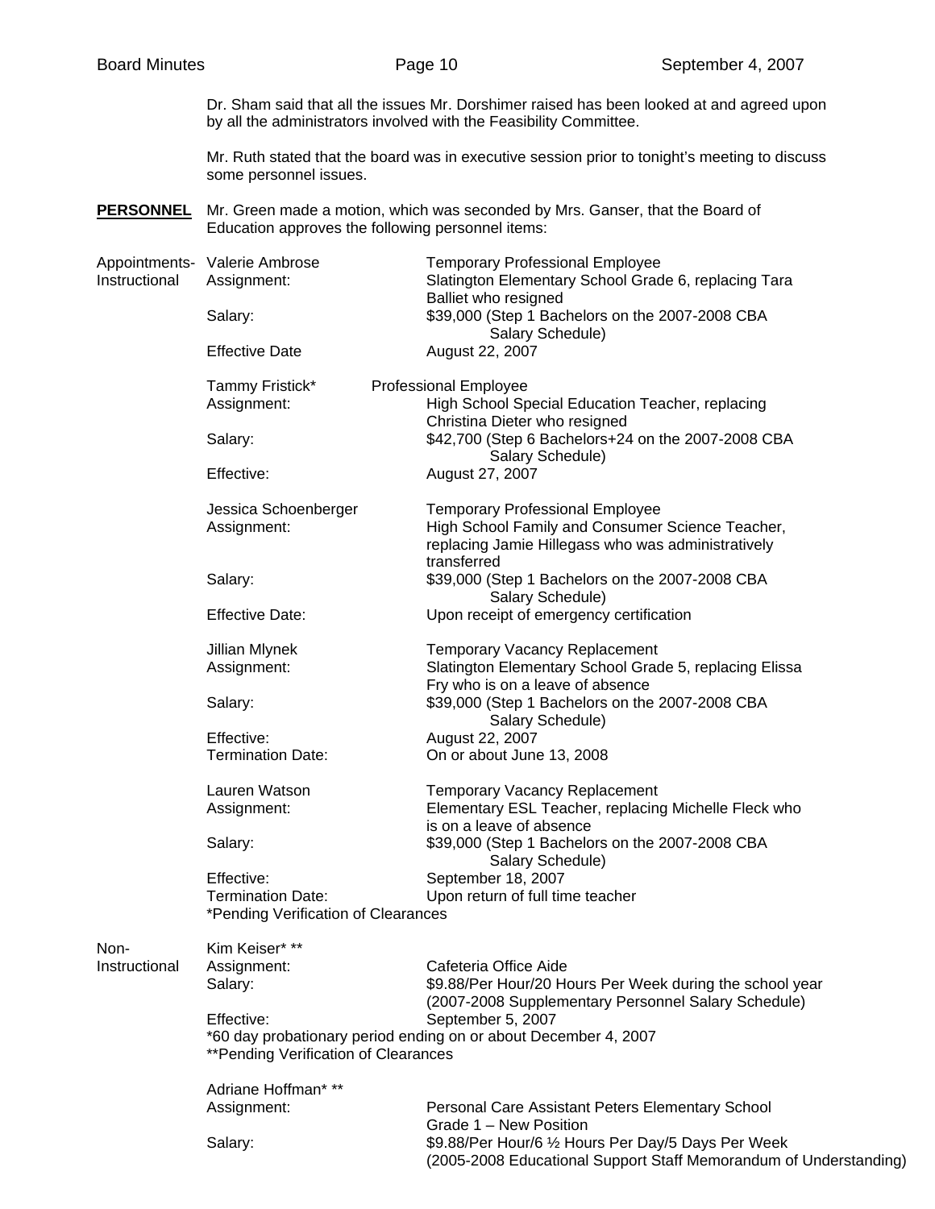Dr. Sham said that all the issues Mr. Dorshimer raised has been looked at and agreed upon by all the administrators involved with the Feasibility Committee.

Mr. Ruth stated that the board was in executive session prior to tonight's meeting to discuss some personnel issues.

**PERSONNEL** Mr. Green made a motion, which was seconded by Mrs. Ganser, that the Board of Education approves the following personnel items:

Appointments-Instructional

Valerie Ambrose — Temporary Professional Employee
Assignment: Slatington Elementary School Grade 6, replacing Tara Balliet who resigned
Salary: $39,000 (Step 1 Bachelors on the 2007-2008 CBA Salary Schedule)
Effective Date: August 22, 2007

Tammy Fristick* — Professional Employee
Assignment: High School Special Education Teacher, replacing Christina Dieter who resigned
Salary: $42,700 (Step 6 Bachelors+24 on the 2007-2008 CBA Salary Schedule)
Effective: August 27, 2007

Jessica Schoenberger — Temporary Professional Employee
Assignment: High School Family and Consumer Science Teacher, replacing Jamie Hillegass who was administratively transferred
Salary: $39,000 (Step 1 Bachelors on the 2007-2008 CBA Salary Schedule)
Effective Date: Upon receipt of emergency certification

Jillian Mlynek — Temporary Vacancy Replacement
Assignment: Slatington Elementary School Grade 5, replacing Elissa Fry who is on a leave of absence
Salary: $39,000 (Step 1 Bachelors on the 2007-2008 CBA Salary Schedule)
Effective: August 22, 2007
Termination Date: On or about June 13, 2008

Lauren Watson — Temporary Vacancy Replacement
Assignment: Elementary ESL Teacher, replacing Michelle Fleck who is on a leave of absence
Salary: $39,000 (Step 1 Bachelors on the 2007-2008 CBA Salary Schedule)
Effective: September 18, 2007
Termination Date: Upon return of full time teacher

*Pending Verification of Clearances

Non-Instructional

Kim Keiser* **
Assignment: Cafeteria Office Aide
Salary: $9.88/Per Hour/20 Hours Per Week during the school year (2007-2008 Supplementary Personnel Salary Schedule)
Effective: September 5, 2007

*60 day probationary period ending on or about December 4, 2007
**Pending Verification of Clearances

Adriane Hoffman* **
Assignment: Personal Care Assistant Peters Elementary School Grade 1 – New Position
Salary: $9.88/Per Hour/6 ½ Hours Per Day/5 Days Per Week (2005-2008 Educational Support Staff Memorandum of Understanding)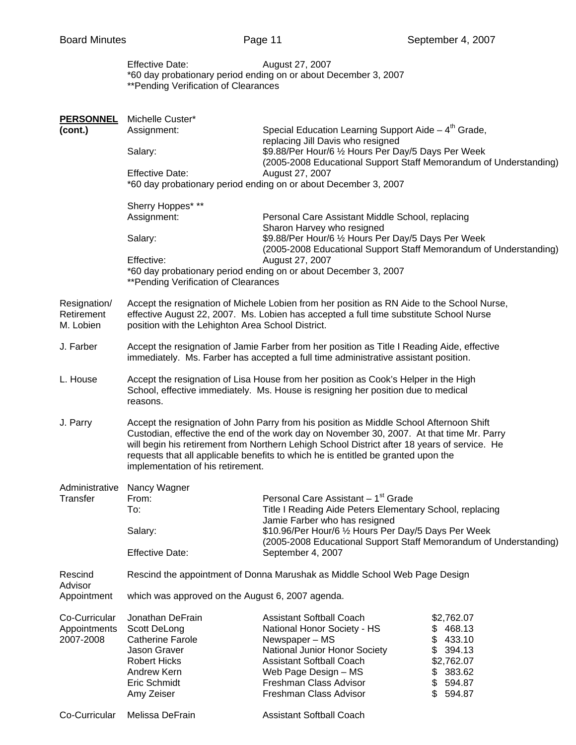Effective Date: August 27, 2007
*60 day probationary period ending on or about December 3, 2007
**Pending Verification of Clearances

**PERSONNEL (cont.)**

Michelle Custer*
Assignment: Special Education Learning Support Aide – 4th Grade, replacing Jill Davis who resigned
Salary: $9.88/Per Hour/6 ½ Hours Per Day/5 Days Per Week (2005-2008 Educational Support Staff Memorandum of Understanding)
Effective Date: August 27, 2007
*60 day probationary period ending on or about December 3, 2007

Sherry Hoppes* **
Assignment: Personal Care Assistant Middle School, replacing Sharon Harvey who resigned
Salary: $9.88/Per Hour/6 ½ Hours Per Day/5 Days Per Week (2005-2008 Educational Support Staff Memorandum of Understanding)
Effective: August 27, 2007
*60 day probationary period ending on or about December 3, 2007
**Pending Verification of Clearances

Resignation/ Retirement M. Lobien

Accept the resignation of Michele Lobien from her position as RN Aide to the School Nurse, effective August 22, 2007. Ms. Lobien has accepted a full time substitute School Nurse position with the Lehighton Area School District.

J. Farber

Accept the resignation of Jamie Farber from her position as Title I Reading Aide, effective immediately. Ms. Farber has accepted a full time administrative assistant position.

L. House

Accept the resignation of Lisa House from her position as Cook's Helper in the High School, effective immediately. Ms. House is resigning her position due to medical reasons.

J. Parry

Accept the resignation of John Parry from his position as Middle School Afternoon Shift Custodian, effective the end of the work day on November 30, 2007. At that time Mr. Parry will begin his retirement from Northern Lehigh School District after 18 years of service. He requests that all applicable benefits to which he is entitled be granted upon the implementation of his retirement.

Administrative Transfer

Nancy Wagner
From: Personal Care Assistant – 1st Grade
To: Title I Reading Aide Peters Elementary School, replacing Jamie Farber who has resigned
Salary: $10.96/Per Hour/6 ½ Hours Per Day/5 Days Per Week (2005-2008 Educational Support Staff Memorandum of Understanding)
Effective Date: September 4, 2007

Rescind Advisor Appointment

Rescind the appointment of Donna Marushak as Middle School Web Page Design which was approved on the August 6, 2007 agenda.

Co-Curricular Appointments 2007-2008

| Name | Position | Amount |
|---|---|---|
| Jonathan DeFrain | Assistant Softball Coach | $2,762.07 |
| Scott DeLong | National Honor Society - HS | $ 468.13 |
| Catherine Farole | Newspaper – MS | $ 433.10 |
| Jason Graver | National Junior Honor Society | $ 394.13 |
| Robert Hicks | Assistant Softball Coach | $2,762.07 |
| Andrew Kern | Web Page Design – MS | $ 383.62 |
| Eric Schmidt | Freshman Class Advisor | $ 594.87 |
| Amy Zeiser | Freshman Class Advisor | $ 594.87 |

Co-Curricular

Melissa DeFrain Assistant Softball Coach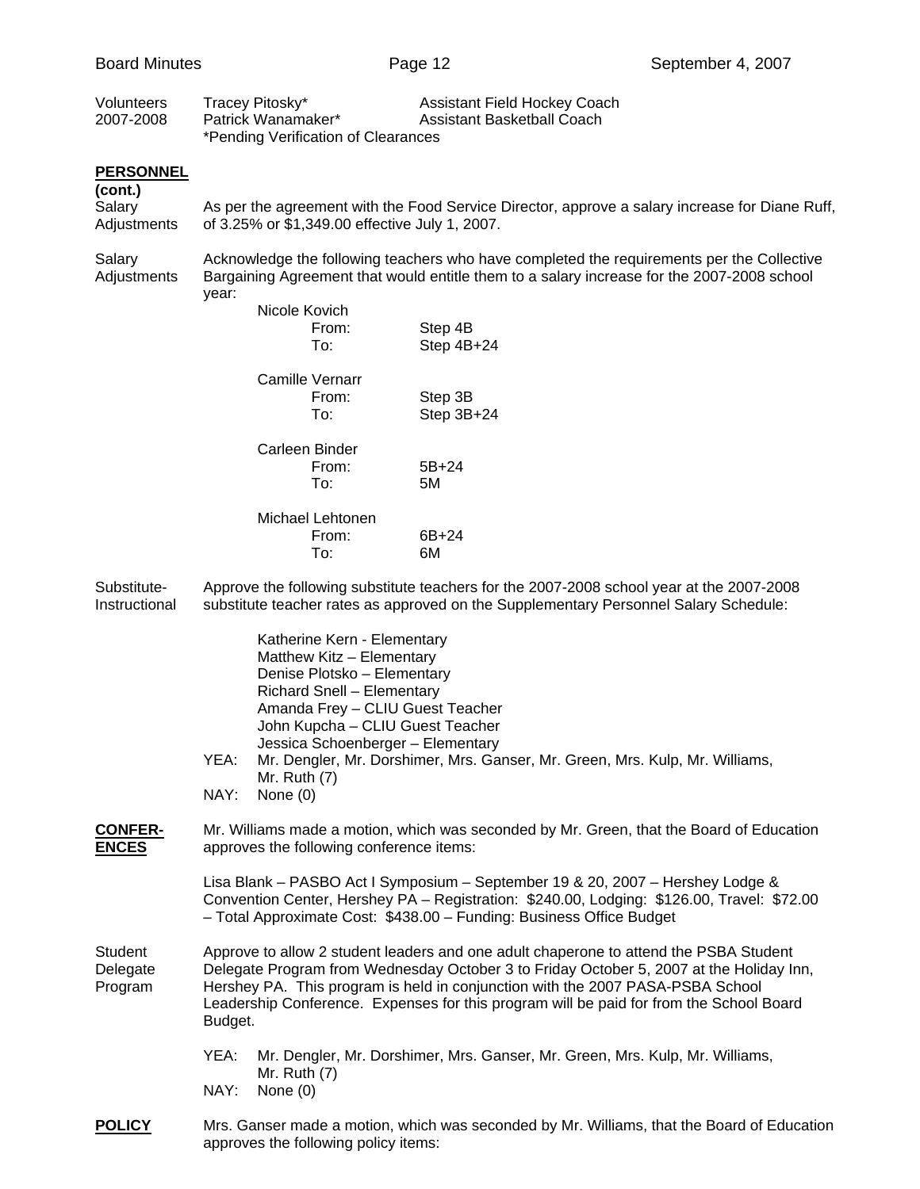Volunteers 2007-2008

Tracey Pitosky* — Assistant Field Hockey Coach
Patrick Wanamaker* — Assistant Basketball Coach
*Pending Verification of Clearances

**PERSONNEL (cont.)**

Salary Adjustments

As per the agreement with the Food Service Director, approve a salary increase for Diane Ruff, of 3.25% or $1,349.00 effective July 1, 2007.

Salary Adjustments

Acknowledge the following teachers who have completed the requirements per the Collective Bargaining Agreement that would entitle them to a salary increase for the 2007-2008 school year:

Nicole Kovich
From: Step 4B
To: Step 4B+24

Camille Vernarr
From: Step 3B
To: Step 3B+24

Carleen Binder
From: 5B+24
To: 5M

Michael Lehtonen
From: 6B+24
To: 6M

Substitute-Instructional

Approve the following substitute teachers for the 2007-2008 school year at the 2007-2008 substitute teacher rates as approved on the Supplementary Personnel Salary Schedule:

Katherine Kern - Elementary
Matthew Kitz – Elementary
Denise Plotsko – Elementary
Richard Snell – Elementary
Amanda Frey – CLIU Guest Teacher
John Kupcha – CLIU Guest Teacher
Jessica Schoenberger – Elementary

YEA: Mr. Dengler, Mr. Dorshimer, Mrs. Ganser, Mr. Green, Mrs. Kulp, Mr. Williams, Mr. Ruth (7)
NAY: None (0)

**CONFERENCES**

Mr. Williams made a motion, which was seconded by Mr. Green, that the Board of Education approves the following conference items:

Lisa Blank – PASBO Act I Symposium – September 19 & 20, 2007 – Hershey Lodge & Convention Center, Hershey PA – Registration: $240.00, Lodging: $126.00, Travel: $72.00 – Total Approximate Cost: $438.00 – Funding: Business Office Budget

Student Delegate Program

Approve to allow 2 student leaders and one adult chaperone to attend the PSBA Student Delegate Program from Wednesday October 3 to Friday October 5, 2007 at the Holiday Inn, Hershey PA. This program is held in conjunction with the 2007 PASA-PSBA School Leadership Conference. Expenses for this program will be paid for from the School Board Budget.

YEA: Mr. Dengler, Mr. Dorshimer, Mrs. Ganser, Mr. Green, Mrs. Kulp, Mr. Williams, Mr. Ruth (7)
NAY: None (0)

**POLICY**

Mrs. Ganser made a motion, which was seconded by Mr. Williams, that the Board of Education approves the following policy items: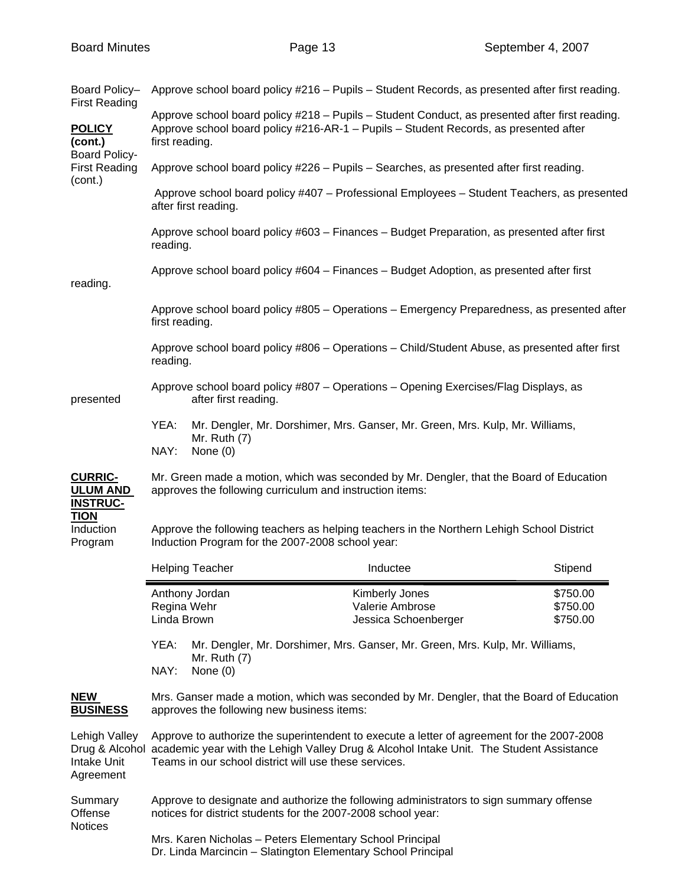Board Policy– First Reading

**POLICY (cont.)**
Board Policy- First Reading (cont.)

Approve school board policy #216 – Pupils – Student Records, as presented after first reading.

Approve school board policy #218 – Pupils – Student Conduct, as presented after first reading.
Approve school board policy #216-AR-1 – Pupils – Student Records, as presented after first reading.

Approve school board policy #226 – Pupils – Searches, as presented after first reading.

Approve school board policy #407 – Professional Employees – Student Teachers, as presented after first reading.

Approve school board policy #603 – Finances – Budget Preparation, as presented after first reading.

Approve school board policy #604 – Finances – Budget Adoption, as presented after first reading.

Approve school board policy #805 – Operations – Emergency Preparedness, as presented after first reading.

Approve school board policy #806 – Operations – Child/Student Abuse, as presented after first reading.

Approve school board policy #807 – Operations – Opening Exercises/Flag Displays, as presented after first reading.

YEA: Mr. Dengler, Mr. Dorshimer, Mrs. Ganser, Mr. Green, Mrs. Kulp, Mr. Williams, Mr. Ruth (7)
NAY: None (0)

**CURRICULUM AND INSTRUCTION**

Mr. Green made a motion, which was seconded by Mr. Dengler, that the Board of Education approves the following curriculum and instruction items:

Induction Program

Approve the following teachers as helping teachers in the Northern Lehigh School District Induction Program for the 2007-2008 school year:

| Helping Teacher | Inductee | Stipend |
|---|---|---|
| Anthony Jordan | Kimberly Jones | $750.00 |
| Regina Wehr | Valerie Ambrose | $750.00 |
| Linda Brown | Jessica Schoenberger | $750.00 |

YEA: Mr. Dengler, Mr. Dorshimer, Mrs. Ganser, Mr. Green, Mrs. Kulp, Mr. Williams, Mr. Ruth (7)
NAY: None (0)

**NEW BUSINESS**

Mrs. Ganser made a motion, which was seconded by Mr. Dengler, that the Board of Education approves the following new business items:

Lehigh Valley Drug & Alcohol Intake Unit Agreement

Approve to authorize the superintendent to execute a letter of agreement for the 2007-2008 academic year with the Lehigh Valley Drug & Alcohol Intake Unit. The Student Assistance Teams in our school district will use these services.

Summary Offense Notices

Approve to designate and authorize the following administrators to sign summary offense notices for district students for the 2007-2008 school year:

Mrs. Karen Nicholas – Peters Elementary School Principal
Dr. Linda Marcincin – Slatington Elementary School Principal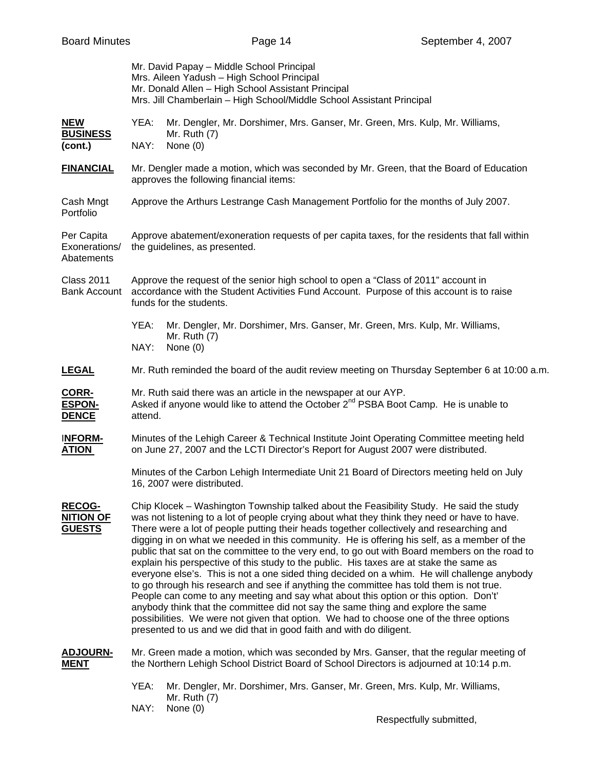Mr. David Papay – Middle School Principal
Mrs. Aileen Yadush – High School Principal
Mr. Donald Allen – High School Assistant Principal
Mrs. Jill Chamberlain – High School/Middle School Assistant Principal

**NEW BUSINESS (cont.)**

YEA: Mr. Dengler, Mr. Dorshimer, Mrs. Ganser, Mr. Green, Mrs. Kulp, Mr. Williams, Mr. Ruth (7)
NAY: None (0)

**FINANCIAL**

Mr. Dengler made a motion, which was seconded by Mr. Green, that the Board of Education approves the following financial items:

Cash Mngt Portfolio — Approve the Arthurs Lestrange Cash Management Portfolio for the months of July 2007.

Per Capita Exonerations/ Abatements — Approve abatement/exoneration requests of per capita taxes, for the residents that fall within the guidelines, as presented.

Class 2011 Bank Account — Approve the request of the senior high school to open a "Class of 2011" account in accordance with the Student Activities Fund Account. Purpose of this account is to raise funds for the students.

YEA: Mr. Dengler, Mr. Dorshimer, Mrs. Ganser, Mr. Green, Mrs. Kulp, Mr. Williams, Mr. Ruth (7)
NAY: None (0)

**LEGAL**

Mr. Ruth reminded the board of the audit review meeting on Thursday September 6 at 10:00 a.m.

**CORRESPONDENCE**

Mr. Ruth said there was an article in the newspaper at our AYP.
Asked if anyone would like to attend the October 2nd PSBA Boot Camp. He is unable to attend.

**INFORMATION**

Minutes of the Lehigh Career & Technical Institute Joint Operating Committee meeting held on June 27, 2007 and the LCTI Director's Report for August 2007 were distributed.

Minutes of the Carbon Lehigh Intermediate Unit 21 Board of Directors meeting held on July 16, 2007 were distributed.

**RECOGNITION OF GUESTS**

Chip Klocek – Washington Township talked about the Feasibility Study. He said the study was not listening to a lot of people crying about what they think they need or have to have. There were a lot of people putting their heads together collectively and researching and digging in on what we needed in this community. He is offering his self, as a member of the public that sat on the committee to the very end, to go out with Board members on the road to explain his perspective of this study to the public. His taxes are at stake the same as everyone else's. This is not a one sided thing decided on a whim. He will challenge anybody to go through his research and see if anything the committee has told them is not true. People can come to any meeting and say what about this option or this option. Don't' anybody think that the committee did not say the same thing and explore the same possibilities. We were not given that option. We had to choose one of the three options presented to us and we did that in good faith and with do diligent.

**ADJOURNMENT**

Mr. Green made a motion, which was seconded by Mrs. Ganser, that the regular meeting of the Northern Lehigh School District Board of School Directors is adjourned at 10:14 p.m.

YEA: Mr. Dengler, Mr. Dorshimer, Mrs. Ganser, Mr. Green, Mrs. Kulp, Mr. Williams, Mr. Ruth (7)
NAY: None (0)

Respectfully submitted,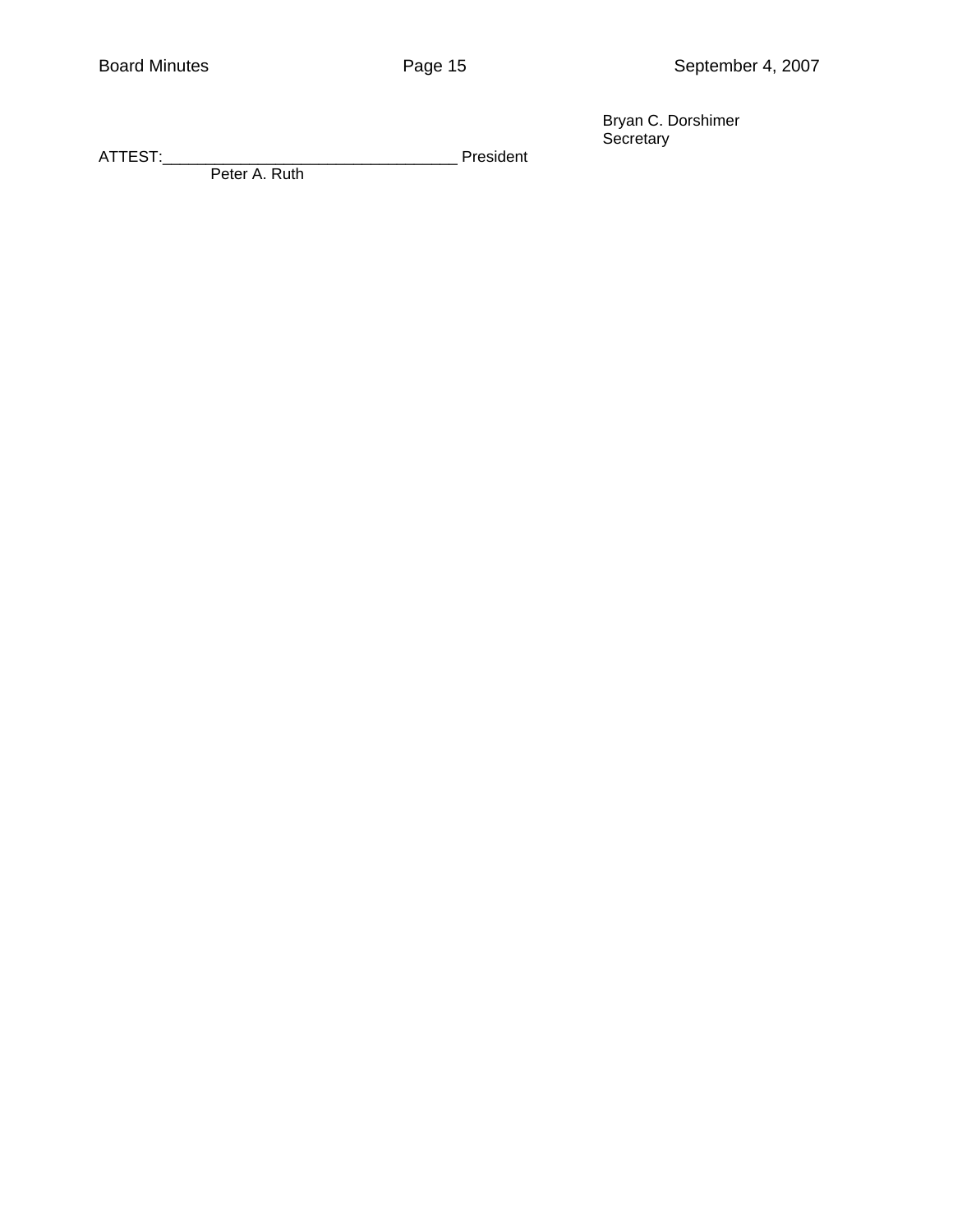Bryan C. Dorshimer
Secretary

ATTEST:__________________________________ President
Peter A. Ruth